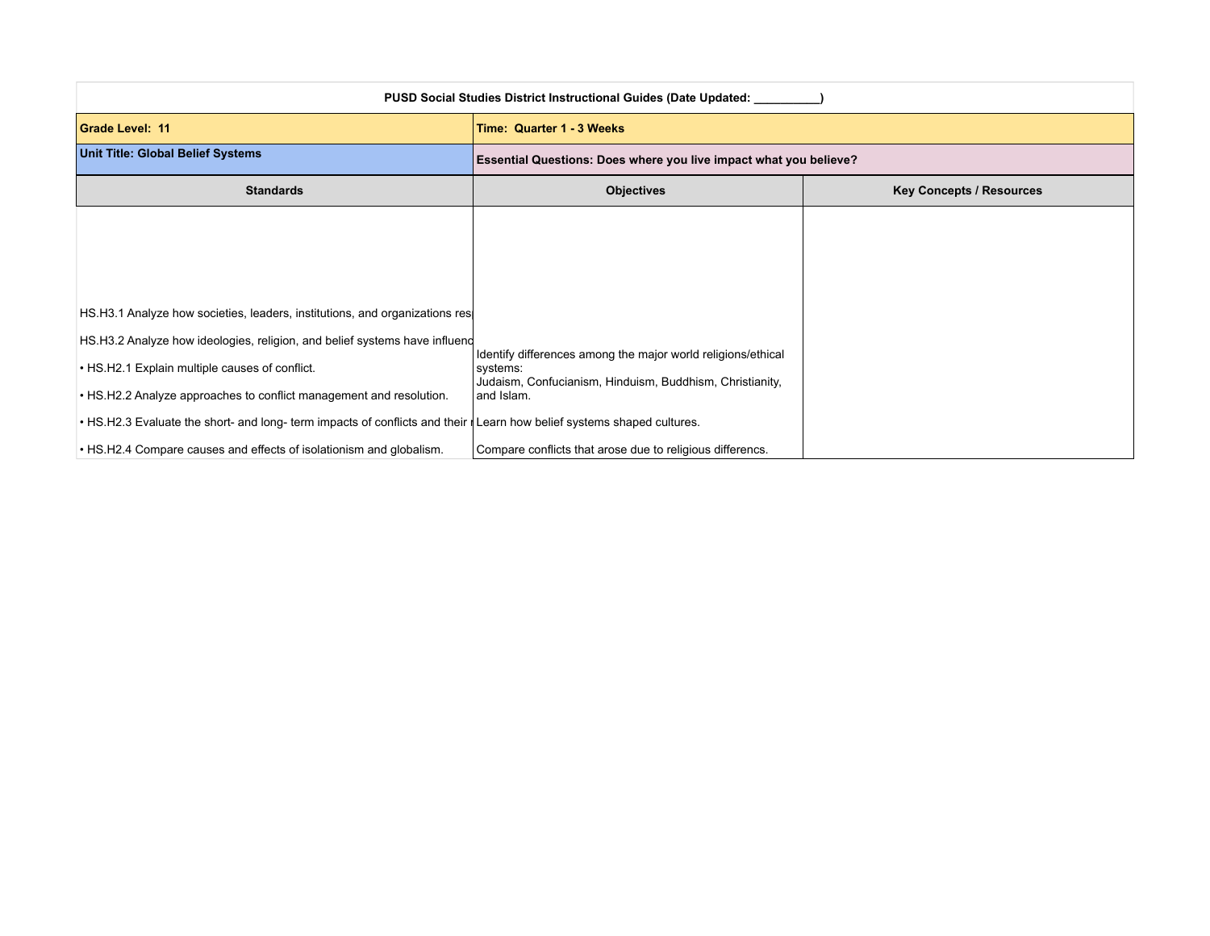| PUSD Social Studies District Instructional Guides (Date Updated: __________) | | |
|---|---|---|
| **Grade Level: 11** | **Time: Quarter 1 - 3 Weeks** | |
| **Unit Title: Global Belief Systems** | **Essential Questions: Does where you live impact what you believe?** | |
| **Standards** | **Objectives** | **Key Concepts / Resources** |
| HS.H3.1 Analyze how societies, leaders, institutions, and organizations res<br><br>HS.H3.2 Analyze how ideologies, religion, and belief systems have influenc<br><br>• HS.H2.1 Explain multiple causes of conflict.<br><br>• HS.H2.2 Analyze approaches to conflict management and resolution.<br><br>• HS.H2.3 Evaluate the short- and long- term impacts of conflicts and their r<br><br>• HS.H2.4 Compare causes and effects of isolationism and globalism. | Identify differences among the major world religions/ethical systems:<br>Judaism, Confucianism, Hinduism, Buddhism, Christianity, and Islam.<br><br>Learn how belief systems shaped cultures.<br><br>Compare conflicts that arose due to religious differencs. | |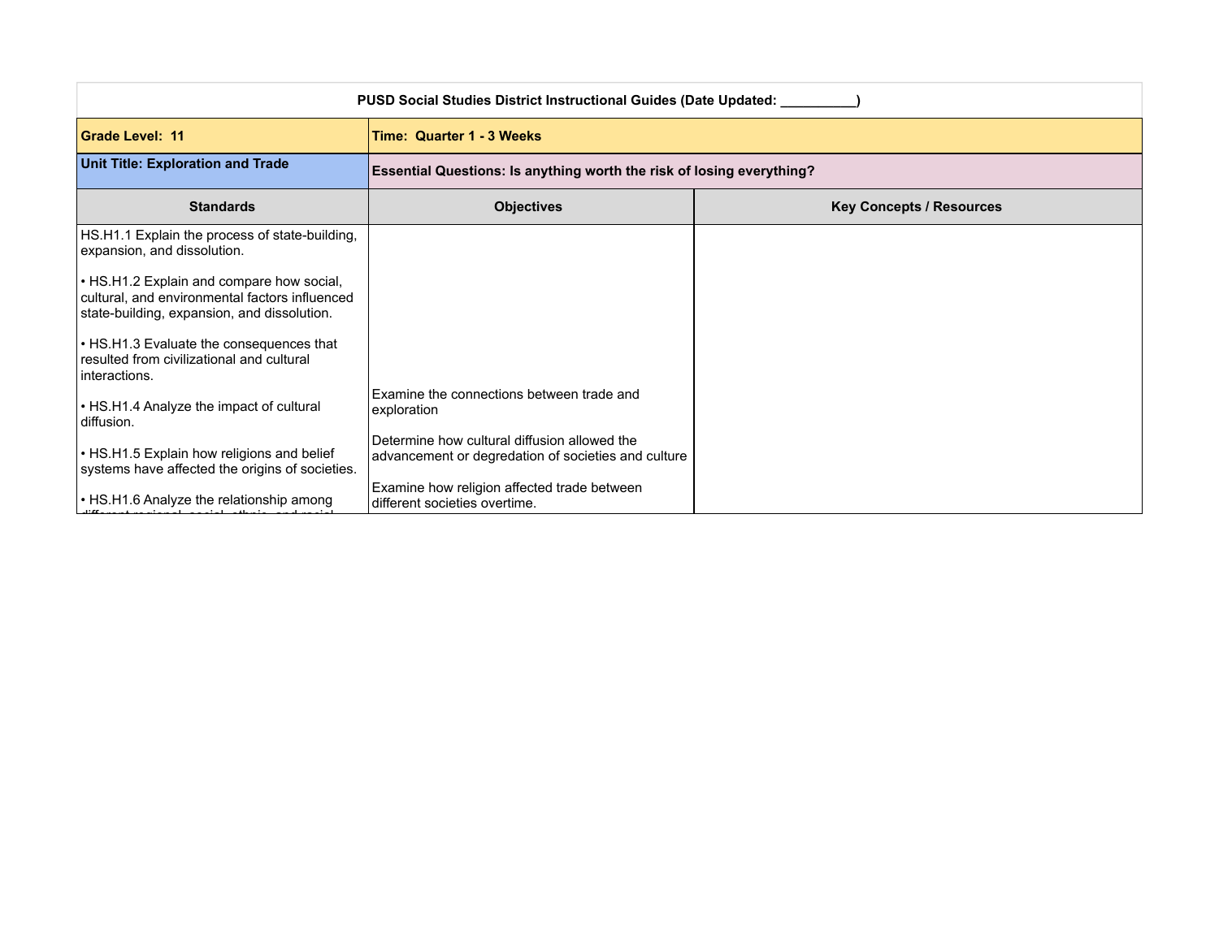| PUSD Social Studies District Instructional Guides (Date Updated: __________) | | |
|---|---|---|
| **Grade Level: 11** | **Time: Quarter 1 - 3 Weeks** | |
| **Unit Title: Exploration and Trade** | **Essential Questions: Is anything worth the risk of losing everything?** | |
| **Standards** | **Objectives** | **Key Concepts / Resources** |
| HS.H1.1 Explain the process of state-building, expansion, and dissolution.<br><br>• HS.H1.2 Explain and compare how social, cultural, and environmental factors influenced state-building, expansion, and dissolution.<br><br>• HS.H1.3 Evaluate the consequences that resulted from civilizational and cultural interactions.<br><br>• HS.H1.4 Analyze the impact of cultural diffusion.<br><br>• HS.H1.5 Explain how religions and belief systems have affected the origins of societies.<br><br>• HS.H1.6 Analyze the relationship among different regional, social, ethnic, and racial | Examine the connections between trade and exploration<br><br>Determine how cultural diffusion allowed the advancement or degredation of societies and culture<br><br>Examine how religion affected trade between different societies overtime. | |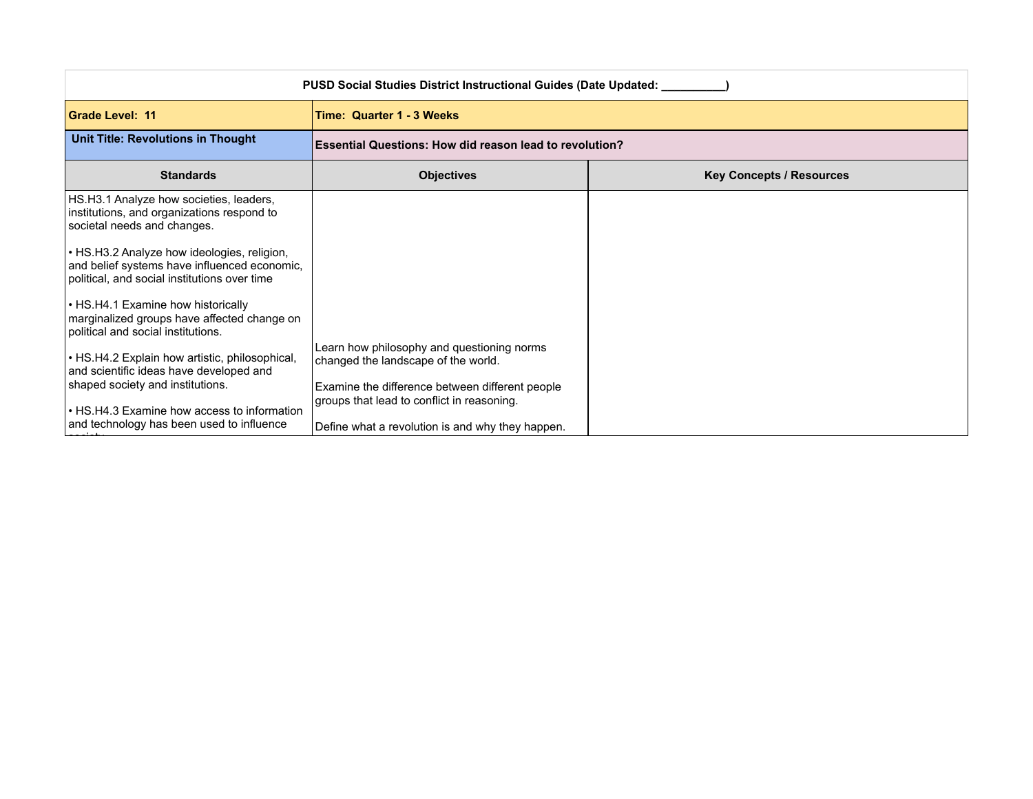| PUSD Social Studies District Instructional Guides (Date Updated: __________) | | |
|---|---|---|
| **Grade Level: 11** | **Time: Quarter 1 - 3 Weeks** | |
| **Unit Title: Revolutions in Thought** | **Essential Questions: How did reason lead to revolution?** | |
| **Standards** | **Objectives** | **Key Concepts / Resources** |
| HS.H3.1 Analyze how societies, leaders, institutions, and organizations respond to societal needs and changes.<br><br>• HS.H3.2 Analyze how ideologies, religion, and belief systems have influenced economic, political, and social institutions over time<br><br>• HS.H4.1 Examine how historically marginalized groups have affected change on political and social institutions.<br><br>• HS.H4.2 Explain how artistic, philosophical, and scientific ideas have developed and shaped society and institutions.<br><br>• HS.H4.3 Examine how access to information and technology has been used to influence society | Learn how philosophy and questioning norms changed the landscape of the world.<br><br>Examine the difference between different people groups that lead to conflict in reasoning.<br><br>Define what a revolution is and why they happen. | |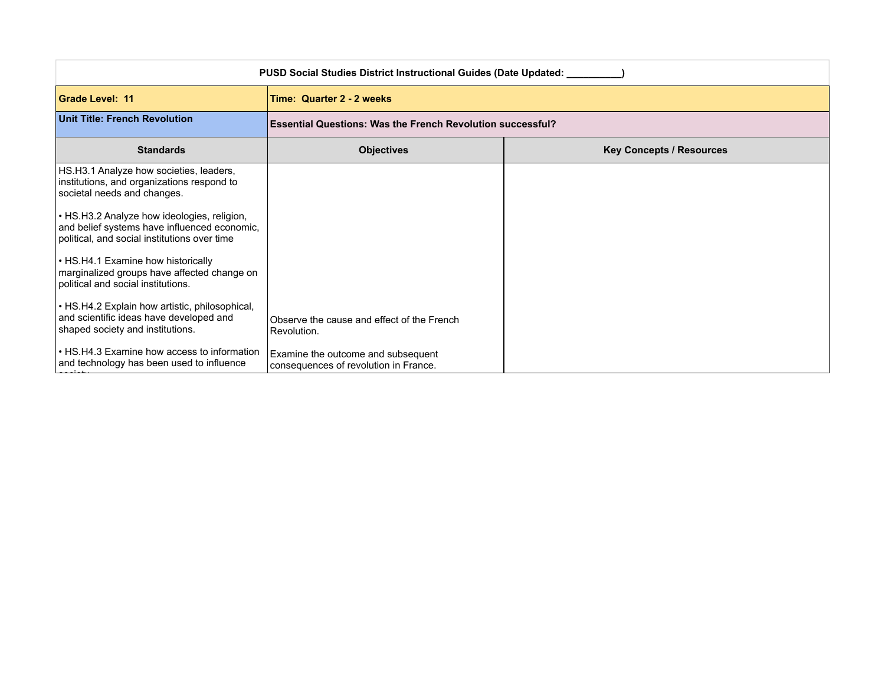| PUSD Social Studies District Instructional Guides (Date Updated: __________) | | |
|---|---|---|
| **Grade Level: 11** | **Time: Quarter 2 - 2 weeks** | |
| **Unit Title: French Revolution** | **Essential Questions: Was the French Revolution successful?** | |
| **Standards** | **Objectives** | **Key Concepts / Resources** |
| HS.H3.1 Analyze how societies, leaders, institutions, and organizations respond to societal needs and changes.<br><br>• HS.H3.2 Analyze how ideologies, religion, and belief systems have influenced economic, political, and social institutions over time<br><br>• HS.H4.1 Examine how historically marginalized groups have affected change on political and social institutions.<br><br>• HS.H4.2 Explain how artistic, philosophical, and scientific ideas have developed and shaped society and institutions.<br><br>• HS.H4.3 Examine how access to information and technology has been used to influence society. | Observe the cause and effect of the French Revolution.<br><br>Examine the outcome and subsequent consequences of revolution in France. | |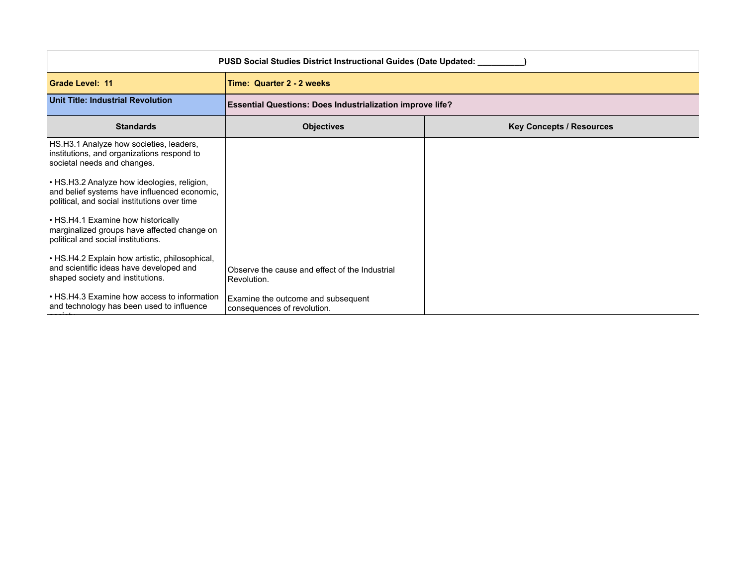| PUSD Social Studies District Instructional Guides (Date Updated: __________) | | |
|---|---|---|
| **Grade Level: 11** | **Time: Quarter 2 - 2 weeks** | |
| **Unit Title: Industrial Revolution** | **Essential Questions: Does Industrialization improve life?** | |
| **Standards** | **Objectives** | **Key Concepts / Resources** |
| HS.H3.1 Analyze how societies, leaders, institutions, and organizations respond to societal needs and changes.<br><br>• HS.H3.2 Analyze how ideologies, religion, and belief systems have influenced economic, political, and social institutions over time<br><br>• HS.H4.1 Examine how historically marginalized groups have affected change on political and social institutions.<br><br>• HS.H4.2 Explain how artistic, philosophical, and scientific ideas have developed and shaped society and institutions.<br><br>• HS.H4.3 Examine how access to information and technology has been used to influence society. | Observe the cause and effect of the Industrial Revolution.<br><br>Examine the outcome and subsequent consequences of revolution. | |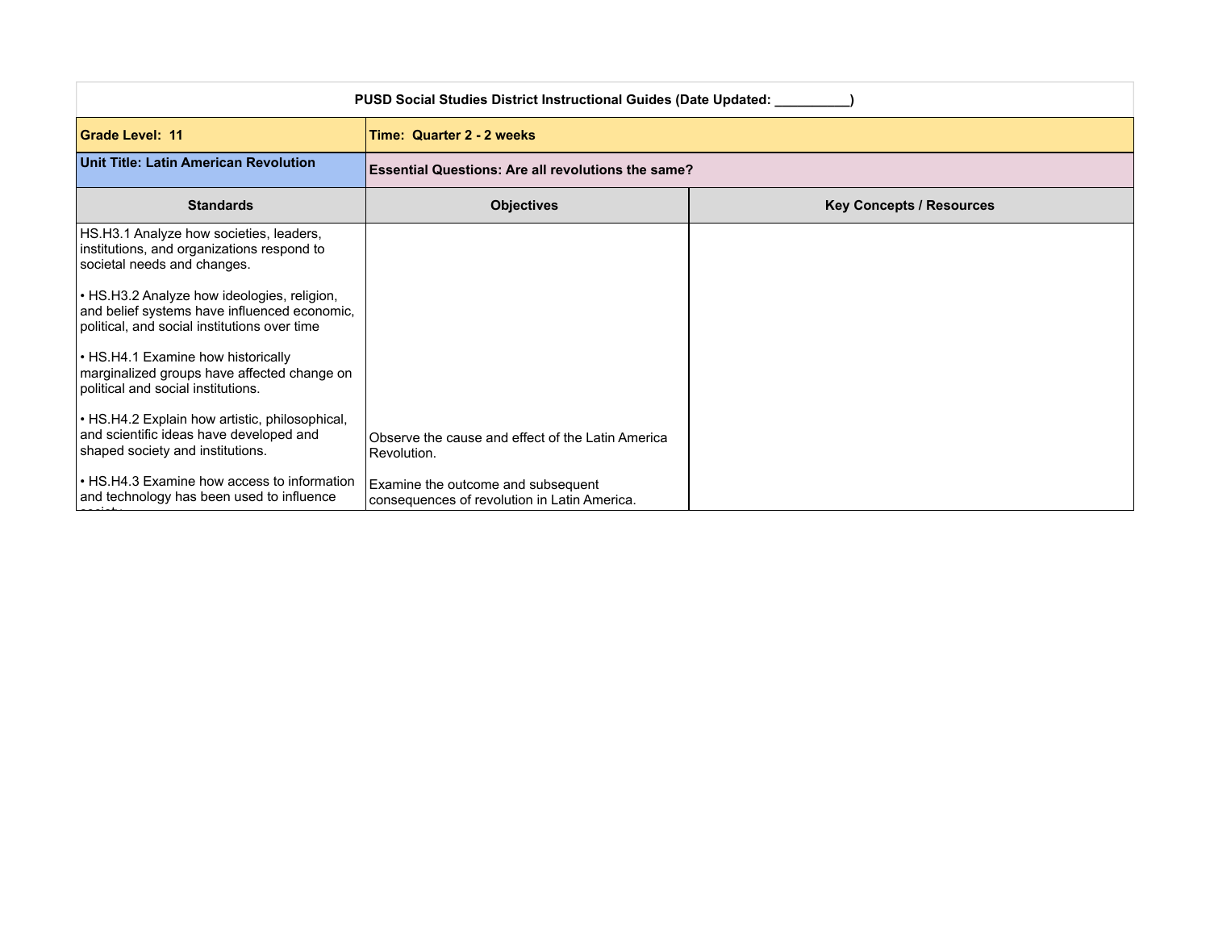| PUSD Social Studies District Instructional Guides (Date Updated: __________) | | |
|---|---|---|
| **Grade Level: 11** | **Time: Quarter 2 - 2 weeks** | |
| **Unit Title: Latin American Revolution** | **Essential Questions: Are all revolutions the same?** | |
| **Standards** | **Objectives** | **Key Concepts / Resources** |
| HS.H3.1 Analyze how societies, leaders, institutions, and organizations respond to societal needs and changes.<br><br>• HS.H3.2 Analyze how ideologies, religion, and belief systems have influenced economic, political, and social institutions over time<br><br>• HS.H4.1 Examine how historically marginalized groups have affected change on political and social institutions.<br><br>• HS.H4.2 Explain how artistic, philosophical, and scientific ideas have developed and shaped society and institutions.<br><br>• HS.H4.3 Examine how access to information and technology has been used to influence society. | Observe the cause and effect of the Latin America Revolution.<br><br>Examine the outcome and subsequent consequences of revolution in Latin America. | |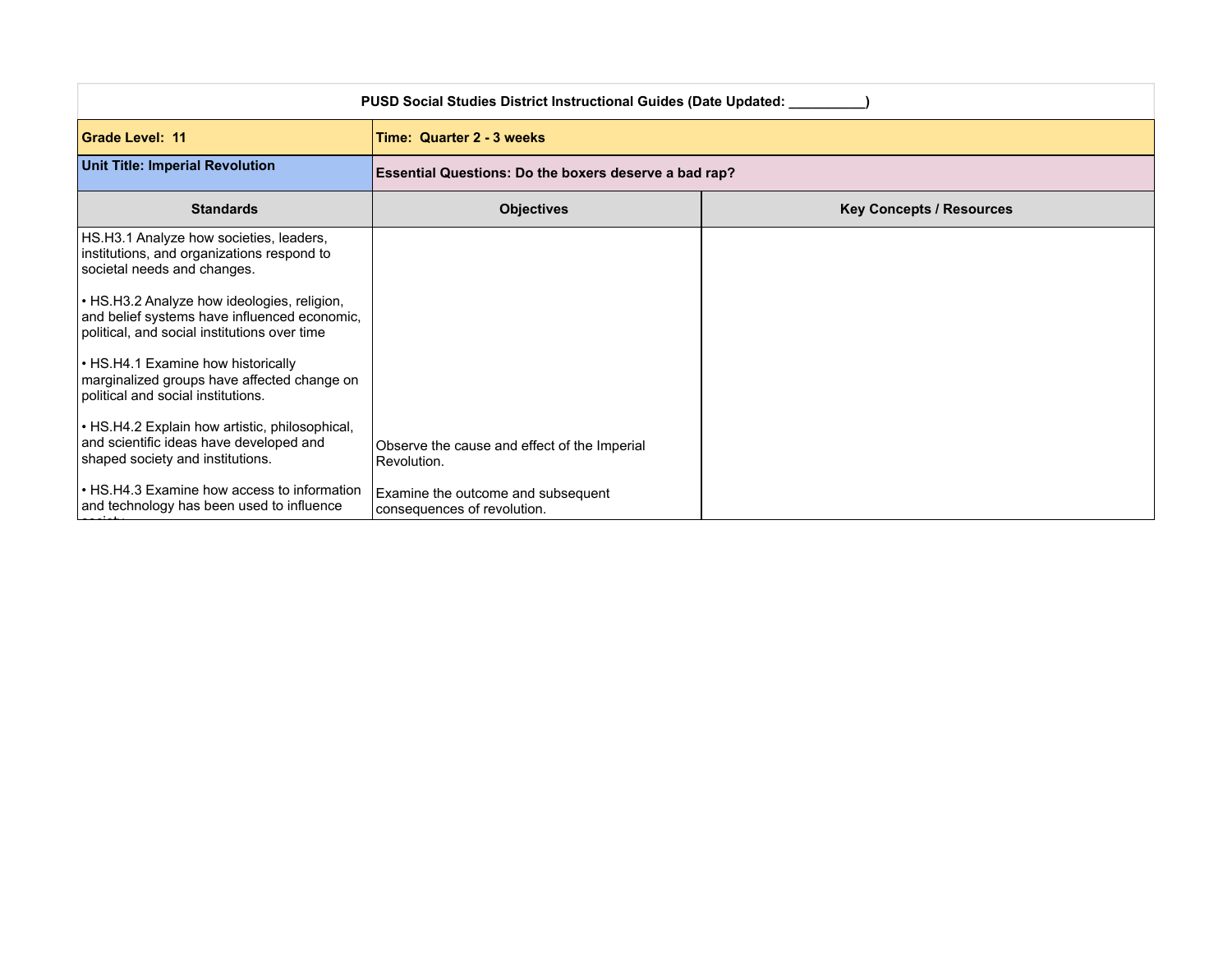| PUSD Social Studies District Instructional Guides (Date Updated: __________) | | |
|---|---|---|
| **Grade Level: 11** | **Time: Quarter 2 - 3 weeks** | |
| **Unit Title: Imperial Revolution** | **Essential Questions: Do the boxers deserve a bad rap?** | |
| **Standards** | **Objectives** | **Key Concepts / Resources** |
| HS.H3.1 Analyze how societies, leaders, institutions, and organizations respond to societal needs and changes.<br><br>• HS.H3.2 Analyze how ideologies, religion, and belief systems have influenced economic, political, and social institutions over time<br><br>• HS.H4.1 Examine how historically marginalized groups have affected change on political and social institutions.<br><br>• HS.H4.2 Explain how artistic, philosophical, and scientific ideas have developed and shaped society and institutions.<br><br>• HS.H4.3 Examine how access to information and technology has been used to influence society. | Observe the cause and effect of the Imperial Revolution.<br><br>Examine the outcome and subsequent consequences of revolution. | |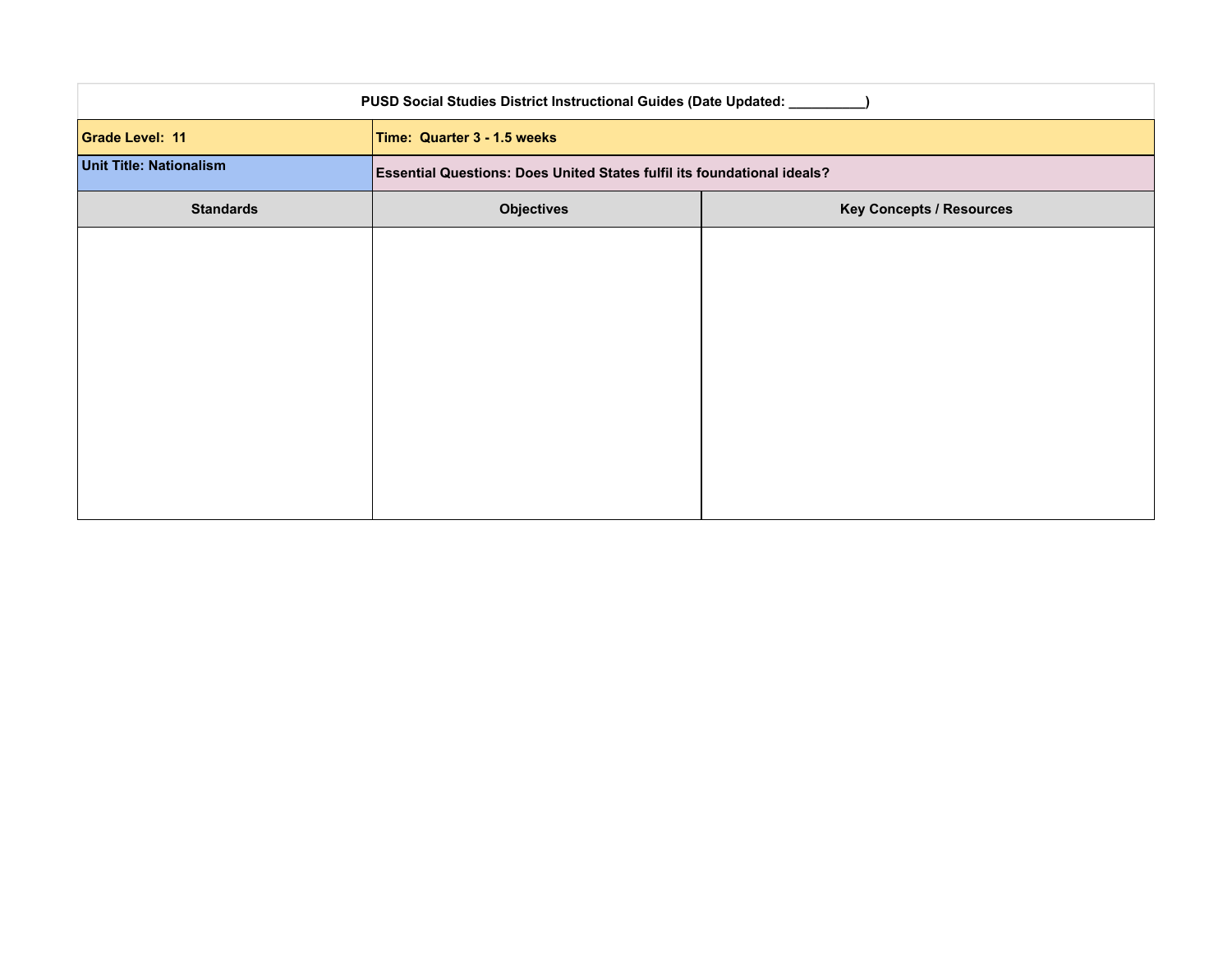| PUSD Social Studies District Instructional Guides (Date Updated: __________) | | |
|---|---|---|
| **Grade Level: 11** | **Time: Quarter 3 - 1.5 weeks** | |
| **Unit Title: Nationalism** | **Essential Questions: Does United States fulfil its foundational ideals?** | |
| **Standards** | **Objectives** | **Key Concepts / Resources** |
| | | |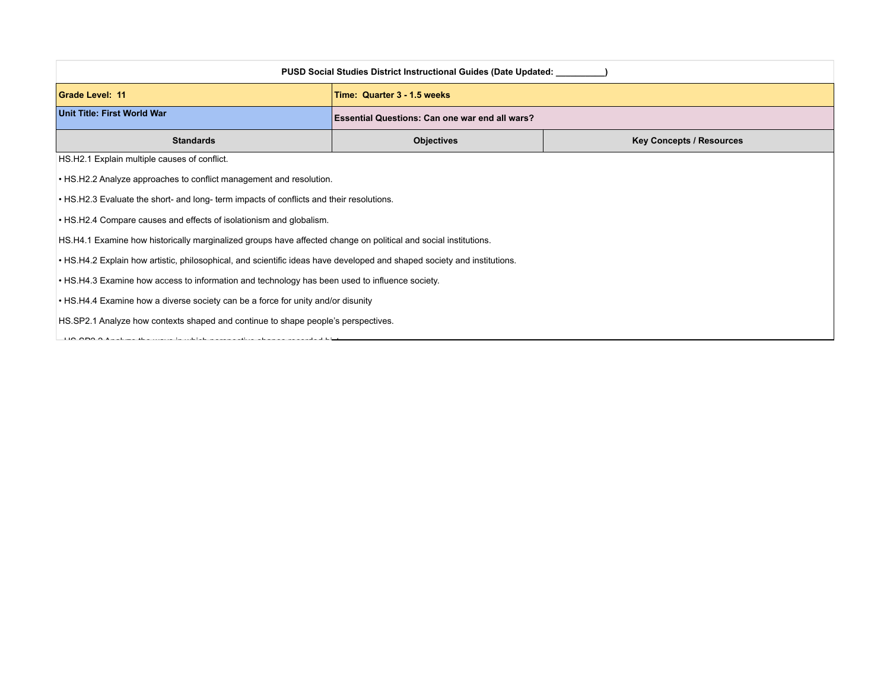| PUSD Social Studies District Instructional Guides (Date Updated: __________) | | |
|---|---|---|
| **Grade Level: 11** | **Time: Quarter 3 - 1.5 weeks** | |
| **Unit Title: First World War** | **Essential Questions: Can one war end all wars?** | |
| **Standards** | **Objectives** | **Key Concepts / Resources** |

HS.H2.1 Explain multiple causes of conflict.

• HS.H2.2 Analyze approaches to conflict management and resolution.

• HS.H2.3 Evaluate the short- and long- term impacts of conflicts and their resolutions.

• HS.H2.4 Compare causes and effects of isolationism and globalism.

HS.H4.1 Examine how historically marginalized groups have affected change on political and social institutions.

• HS.H4.2 Explain how artistic, philosophical, and scientific ideas have developed and shaped society and institutions.

• HS.H4.3 Examine how access to information and technology has been used to influence society.

• HS.H4.4 Examine how a diverse society can be a force for unity and/or disunity

HS.SP2.1 Analyze how contexts shaped and continue to shape people's perspectives.

• HS.SP2.2 Analyze the ways in which perspective shapes recorded hist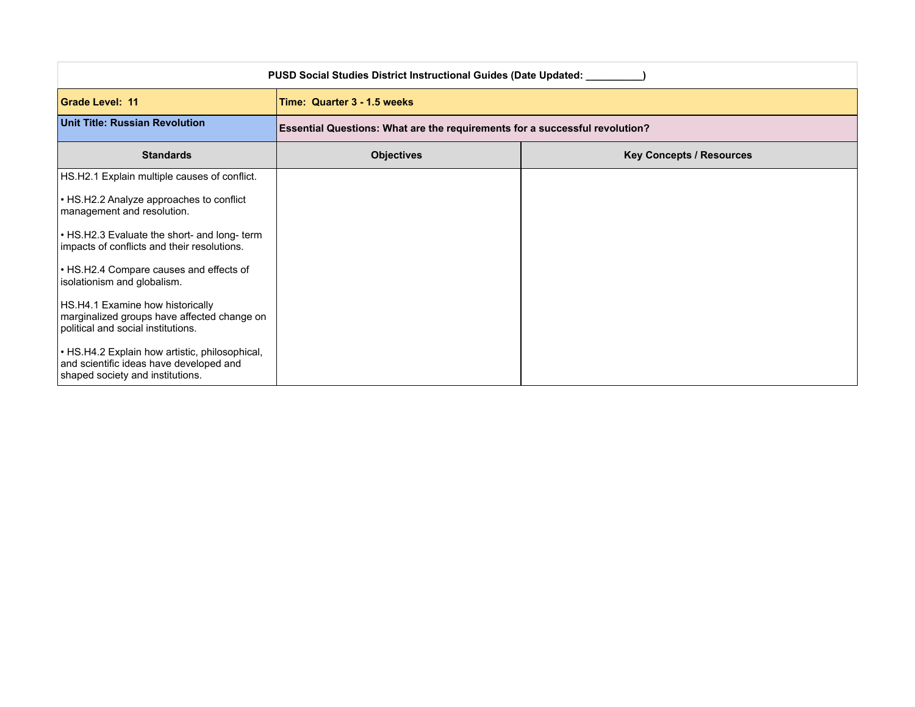| PUSD Social Studies District Instructional Guides (Date Updated: __________) | | |
|---|---|---|
| **Grade Level: 11** | **Time: Quarter 3 - 1.5 weeks** | |
| **Unit Title: Russian Revolution** | **Essential Questions: What are the requirements for a successful revolution?** | |
| **Standards** | **Objectives** | **Key Concepts / Resources** |
| HS.H2.1 Explain multiple causes of conflict.<br><br>• HS.H2.2 Analyze approaches to conflict management and resolution.<br><br>• HS.H2.3 Evaluate the short- and long- term impacts of conflicts and their resolutions.<br><br>• HS.H2.4 Compare causes and effects of isolationism and globalism.<br><br>HS.H4.1 Examine how historically marginalized groups have affected change on political and social institutions.<br><br>• HS.H4.2 Explain how artistic, philosophical, and scientific ideas have developed and shaped society and institutions. | | |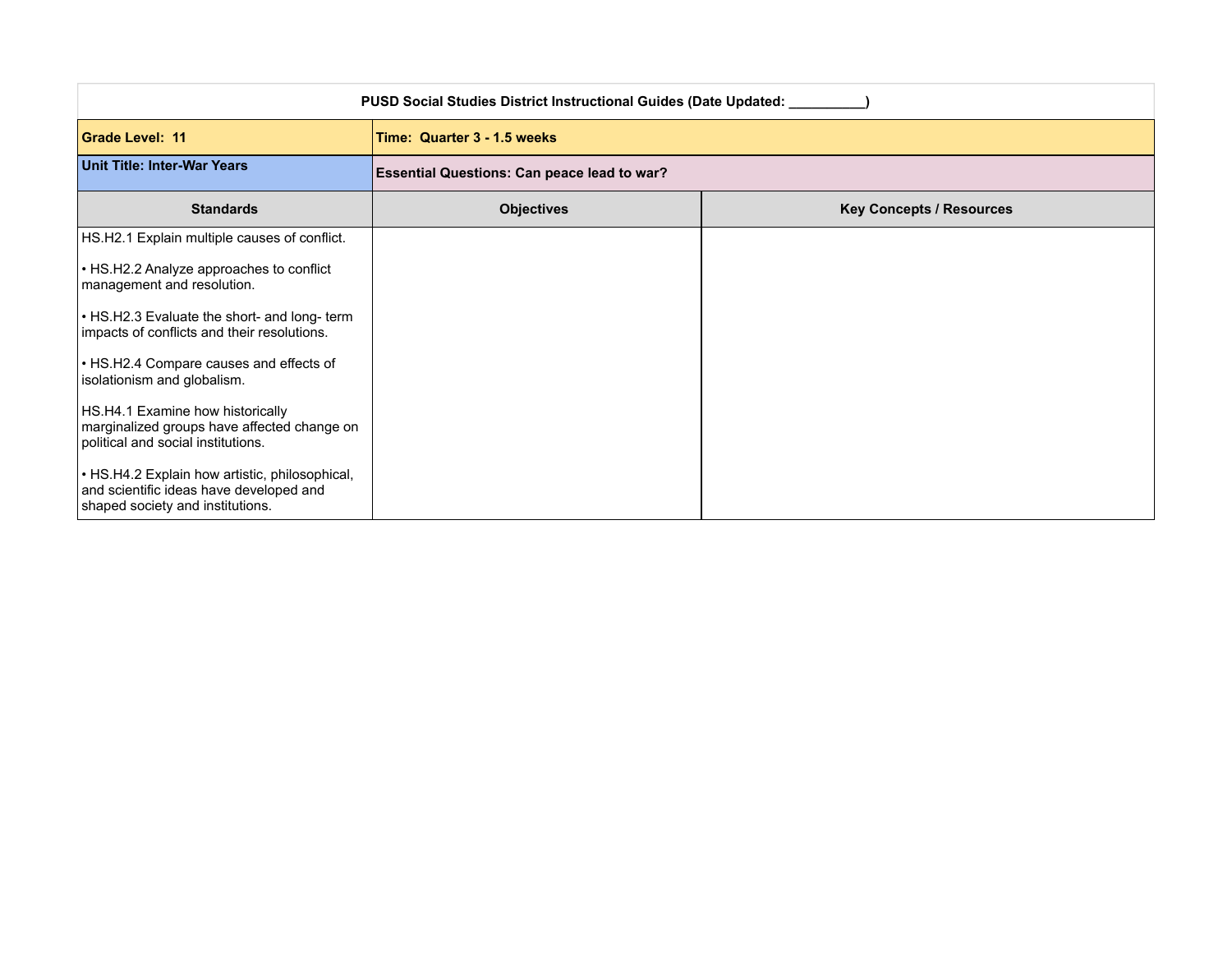| PUSD Social Studies District Instructional Guides (Date Updated: __________) | | |
|---|---|---|
| **Grade Level: 11** | **Time: Quarter 3 - 1.5 weeks** | |
| **Unit Title: Inter-War Years** | **Essential Questions: Can peace lead to war?** | |
| **Standards** | **Objectives** | **Key Concepts / Resources** |
| HS.H2.1 Explain multiple causes of conflict.<br><br>• HS.H2.2 Analyze approaches to conflict management and resolution.<br><br>• HS.H2.3 Evaluate the short- and long- term impacts of conflicts and their resolutions.<br><br>• HS.H2.4 Compare causes and effects of isolationism and globalism.<br><br>HS.H4.1 Examine how historically marginalized groups have affected change on political and social institutions.<br><br>• HS.H4.2 Explain how artistic, philosophical, and scientific ideas have developed and shaped society and institutions. | | |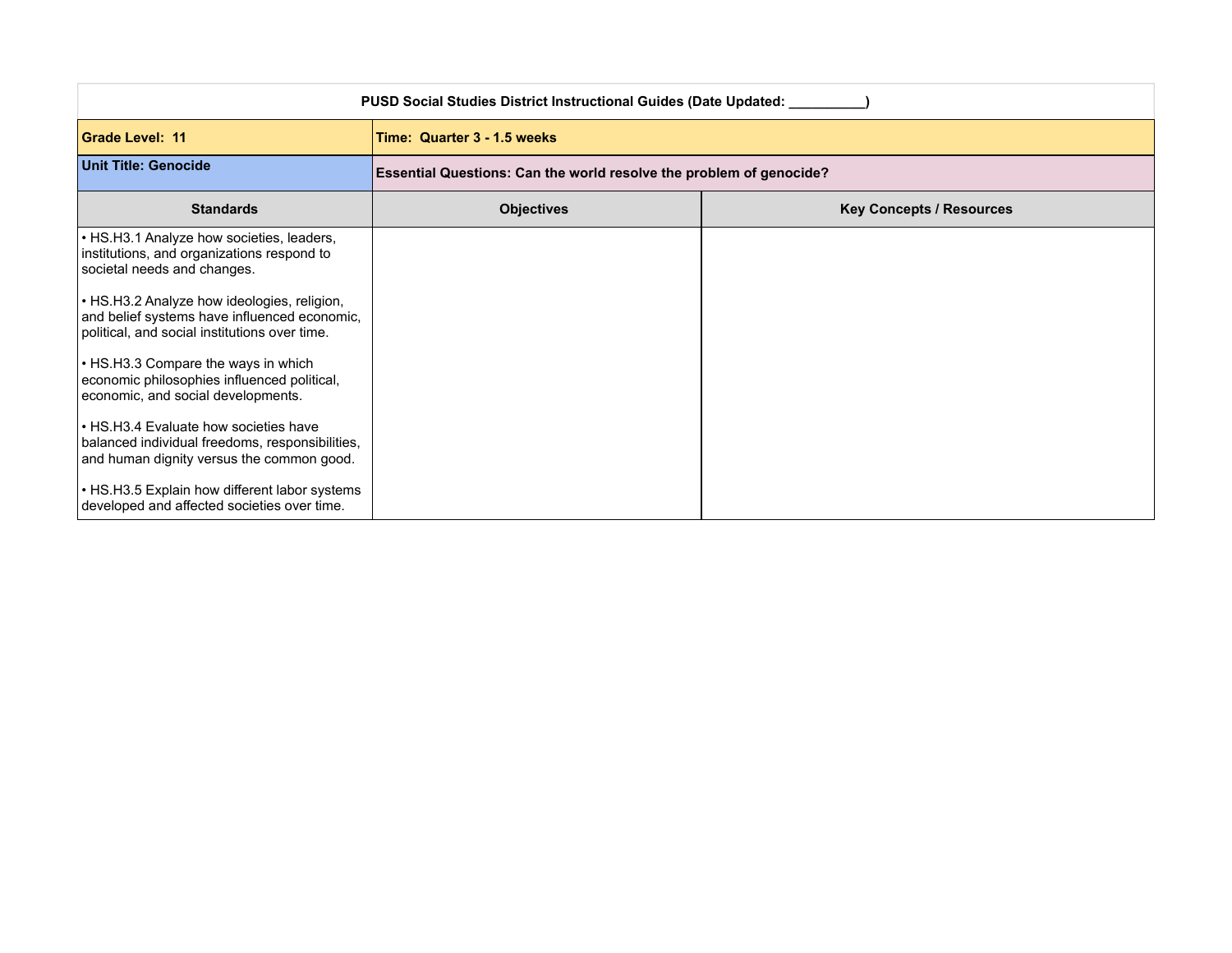| PUSD Social Studies District Instructional Guides (Date Updated: __________) | | |
|---|---|---|
| **Grade Level: 11** | **Time: Quarter 3 - 1.5 weeks** | |
| **Unit Title: Genocide** | **Essential Questions: Can the world resolve the problem of genocide?** | |
| **Standards** | **Objectives** | **Key Concepts / Resources** |
| • HS.H3.1 Analyze how societies, leaders, institutions, and organizations respond to societal needs and changes.<br><br>• HS.H3.2 Analyze how ideologies, religion, and belief systems have influenced economic, political, and social institutions over time.<br><br>• HS.H3.3 Compare the ways in which economic philosophies influenced political, economic, and social developments.<br><br>• HS.H3.4 Evaluate how societies have balanced individual freedoms, responsibilities, and human dignity versus the common good.<br><br>• HS.H3.5 Explain how different labor systems developed and affected societies over time. | | |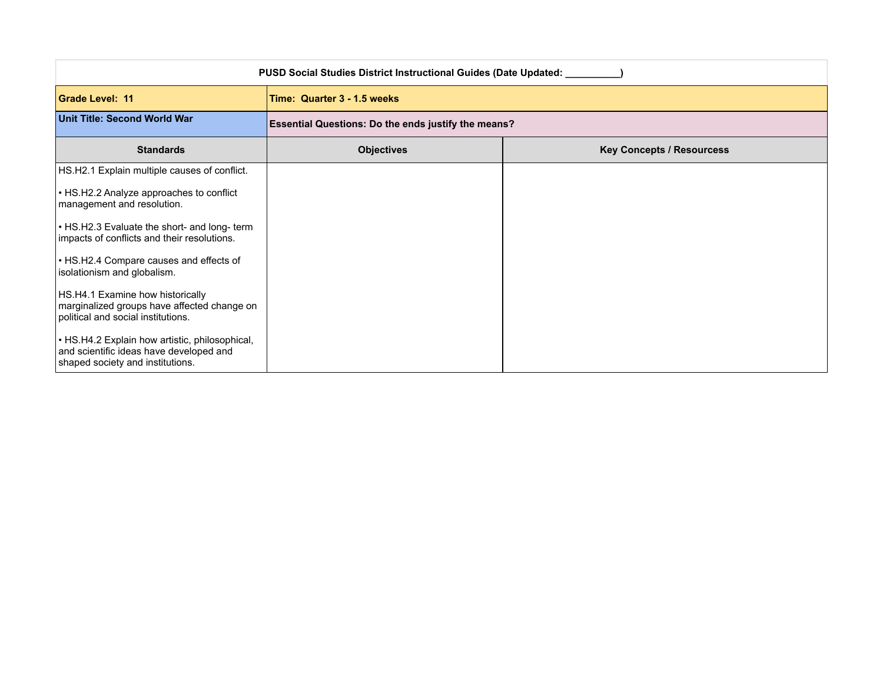| PUSD Social Studies District Instructional Guides (Date Updated: __________) | | |
|---|---|---|
| **Grade Level: 11** | **Time: Quarter 3 - 1.5 weeks** | |
| **Unit Title: Second World War** | **Essential Questions: Do the ends justify the means?** | |
| **Standards** | **Objectives** | **Key Concepts / Resourcess** |
| HS.H2.1 Explain multiple causes of conflict.<br><br>• HS.H2.2 Analyze approaches to conflict management and resolution.<br><br>• HS.H2.3 Evaluate the short- and long- term impacts of conflicts and their resolutions.<br><br>• HS.H2.4 Compare causes and effects of isolationism and globalism.<br><br>HS.H4.1 Examine how historically marginalized groups have affected change on political and social institutions.<br><br>• HS.H4.2 Explain how artistic, philosophical, and scientific ideas have developed and shaped society and institutions. | | |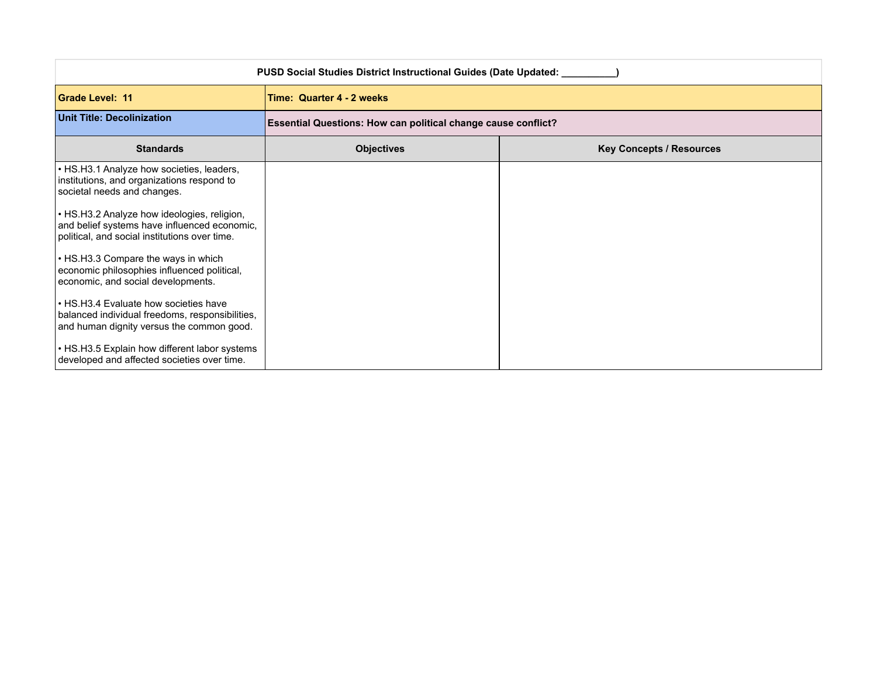| PUSD Social Studies District Instructional Guides (Date Updated: __________) | | |
|---|---|---|
| **Grade Level: 11** | **Time: Quarter 4 - 2 weeks** | |
| **Unit Title: Decolonization** | **Essential Questions: How can political change cause conflict?** | |
| **Standards** | **Objectives** | **Key Concepts / Resources** |
| • HS.H3.1 Analyze how societies, leaders, institutions, and organizations respond to societal needs and changes.<br><br>• HS.H3.2 Analyze how ideologies, religion, and belief systems have influenced economic, political, and social institutions over time.<br><br>• HS.H3.3 Compare the ways in which economic philosophies influenced political, economic, and social developments.<br><br>• HS.H3.4 Evaluate how societies have balanced individual freedoms, responsibilities, and human dignity versus the common good.<br><br>• HS.H3.5 Explain how different labor systems developed and affected societies over time. | | |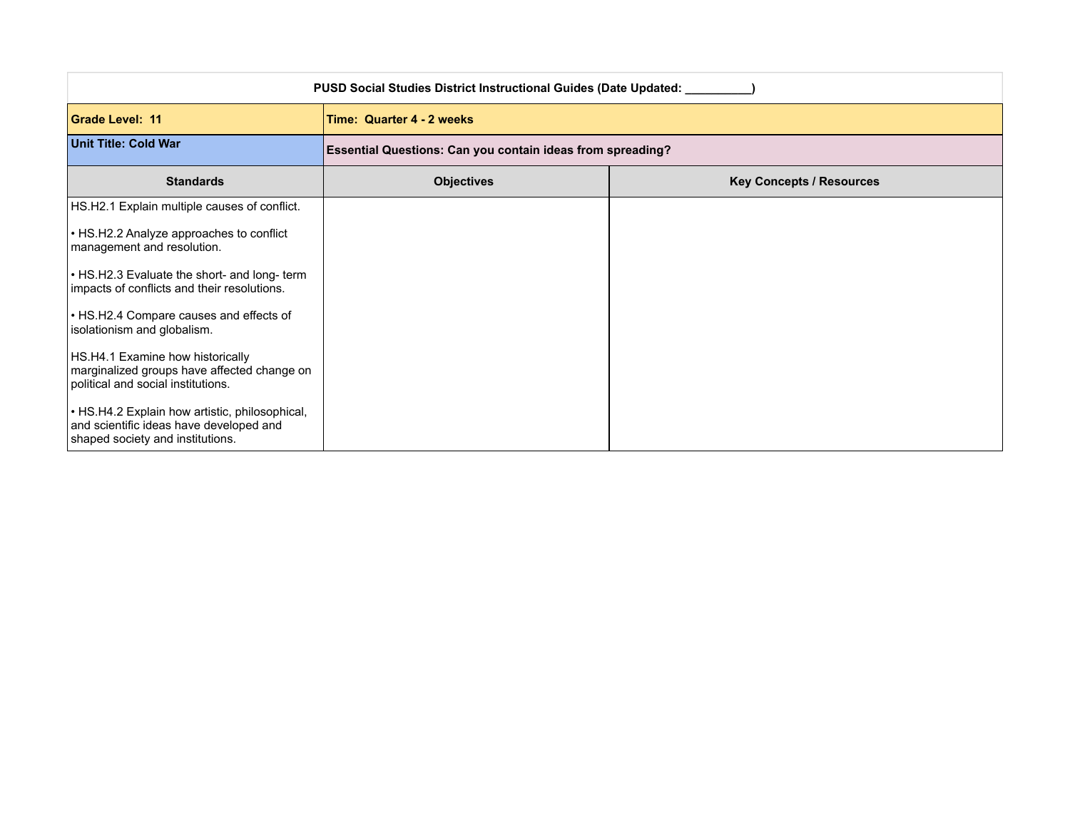| PUSD Social Studies District Instructional Guides (Date Updated: __________) | | |
|---|---|---|
| **Grade Level: 11** | **Time: Quarter 4 - 2 weeks** | |
| **Unit Title: Cold War** | **Essential Questions: Can you contain ideas from spreading?** | |
| **Standards** | **Objectives** | **Key Concepts / Resources** |
| HS.H2.1 Explain multiple causes of conflict.<br><br>• HS.H2.2 Analyze approaches to conflict management and resolution.<br><br>• HS.H2.3 Evaluate the short- and long- term impacts of conflicts and their resolutions.<br><br>• HS.H2.4 Compare causes and effects of isolationism and globalism.<br><br>HS.H4.1 Examine how historically marginalized groups have affected change on political and social institutions.<br><br>• HS.H4.2 Explain how artistic, philosophical, and scientific ideas have developed and shaped society and institutions. | | |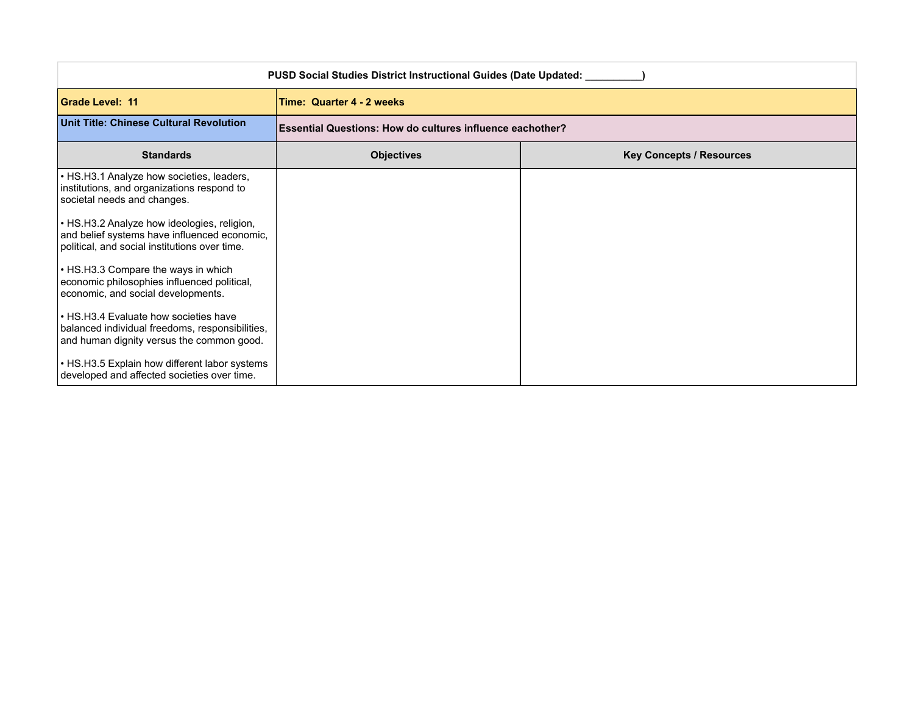| PUSD Social Studies District Instructional Guides (Date Updated: __________) | | |
|---|---|---|
| **Grade Level: 11** | **Time: Quarter 4 - 2 weeks** | |
| **Unit Title: Chinese Cultural Revolution** | **Essential Questions: How do cultures influence eachother?** | |
| **Standards** | **Objectives** | **Key Concepts / Resources** |
| • HS.H3.1 Analyze how societies, leaders, institutions, and organizations respond to societal needs and changes.<br><br>• HS.H3.2 Analyze how ideologies, religion, and belief systems have influenced economic, political, and social institutions over time.<br><br>• HS.H3.3 Compare the ways in which economic philosophies influenced political, economic, and social developments.<br><br>• HS.H3.4 Evaluate how societies have balanced individual freedoms, responsibilities, and human dignity versus the common good.<br><br>• HS.H3.5 Explain how different labor systems developed and affected societies over time. | | |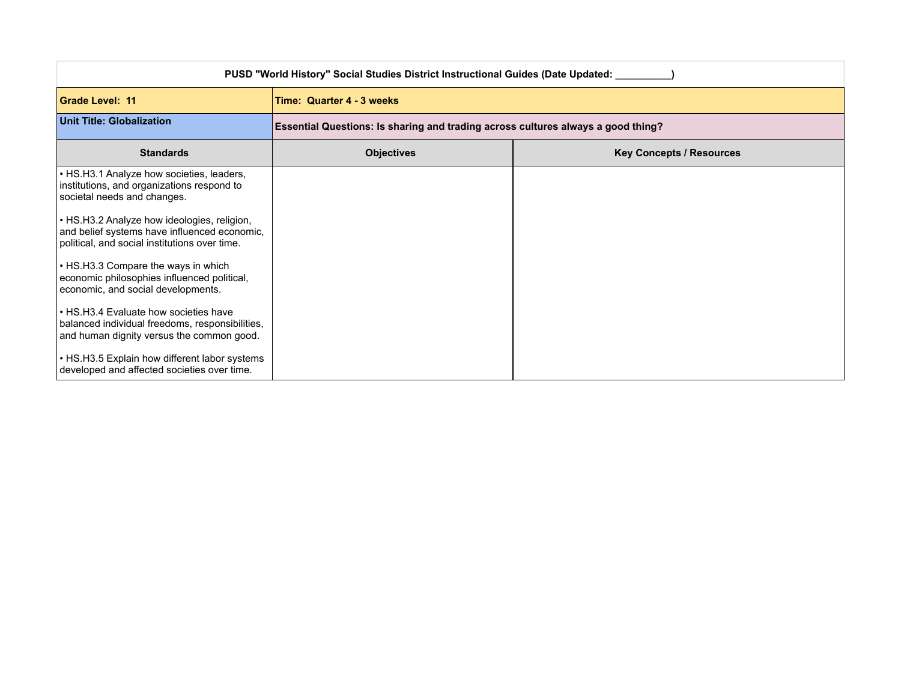| PUSD "World History" Social Studies District Instructional Guides (Date Updated: __________) | | |
|---|---|---|
| **Grade Level: 11** | **Time: Quarter 4 - 3 weeks** | |
| **Unit Title: Globalization** | **Essential Questions: Is sharing and trading across cultures always a good thing?** | |
| **Standards** | **Objectives** | **Key Concepts / Resources** |
| • HS.H3.1 Analyze how societies, leaders, institutions, and organizations respond to societal needs and changes.<br><br>• HS.H3.2 Analyze how ideologies, religion, and belief systems have influenced economic, political, and social institutions over time.<br><br>• HS.H3.3 Compare the ways in which economic philosophies influenced political, economic, and social developments.<br><br>• HS.H3.4 Evaluate how societies have balanced individual freedoms, responsibilities, and human dignity versus the common good.<br><br>• HS.H3.5 Explain how different labor systems developed and affected societies over time. | | |